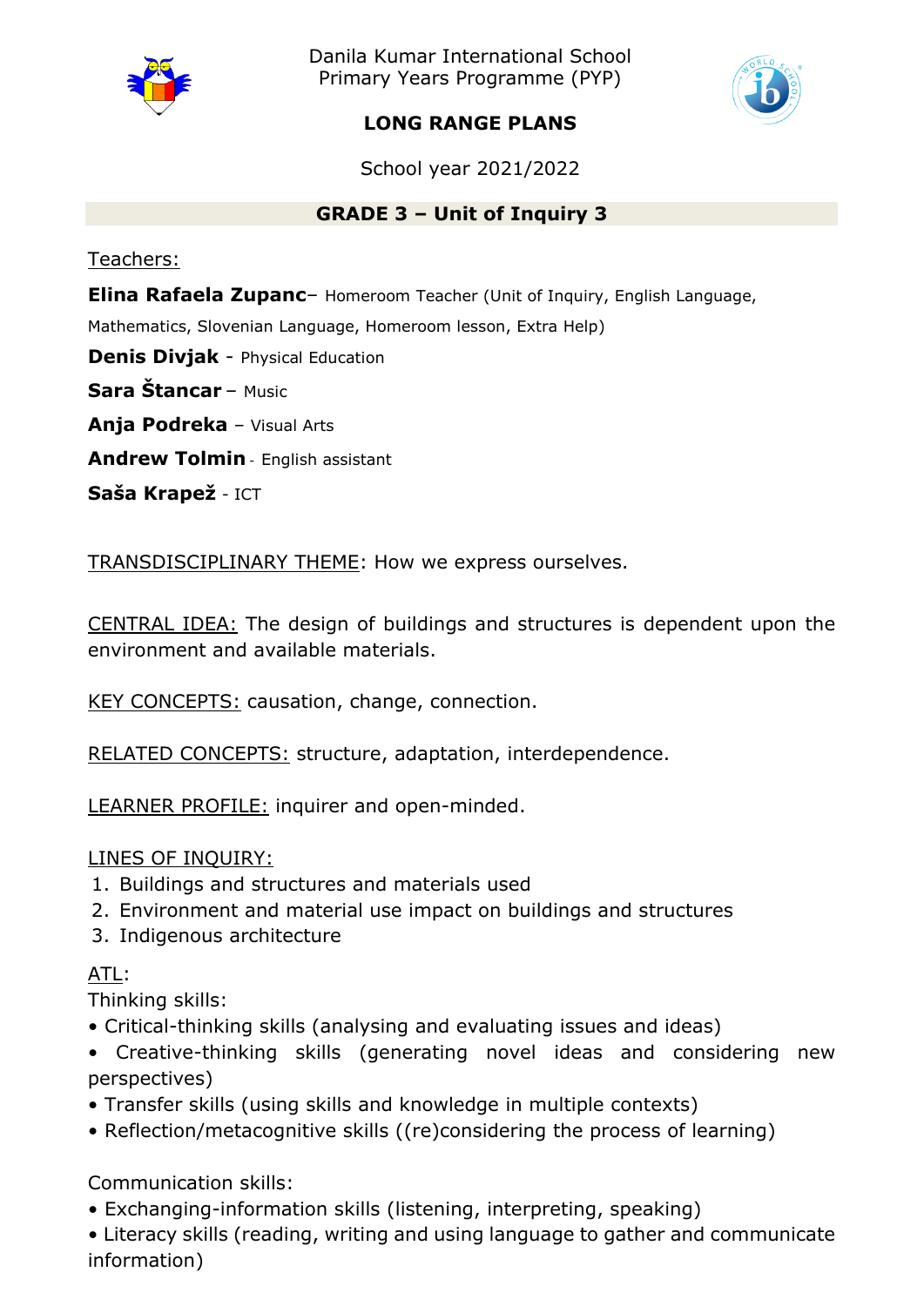Danila Kumar International School
Primary Years Programme (PYP)

# LONG RANGE PLANS

School year 2021/2022

## GRADE 3 – Unit of Inquiry 3

Teachers:

**Elina Rafaela Zupanc**– Homeroom Teacher (Unit of Inquiry, English Language, Mathematics, Slovenian Language, Homeroom lesson, Extra Help)

**Denis Divjak** - Physical Education

**Sara Štancar** – Music

**Anja Podreka** – Visual Arts

**Andrew Tolmin** - English assistant

**Saša Krapež** - ICT

TRANSDISCIPLINARY THEME: How we express ourselves.

CENTRAL IDEA: The design of buildings and structures is dependent upon the environment and available materials.

KEY CONCEPTS: causation, change, connection.

RELATED CONCEPTS: structure, adaptation, interdependence.

LEARNER PROFILE: inquirer and open-minded.

LINES OF INQUIRY:

1. Buildings and structures and materials used
2. Environment and material use impact on buildings and structures
3. Indigenous architecture

ATL:

Thinking skills:

- Critical-thinking skills (analysing and evaluating issues and ideas)
- Creative-thinking skills (generating novel ideas and considering new perspectives)
- Transfer skills (using skills and knowledge in multiple contexts)
- Reflection/metacognitive skills ((re)considering the process of learning)

Communication skills:

- Exchanging-information skills (listening, interpreting, speaking)
- Literacy skills (reading, writing and using language to gather and communicate information)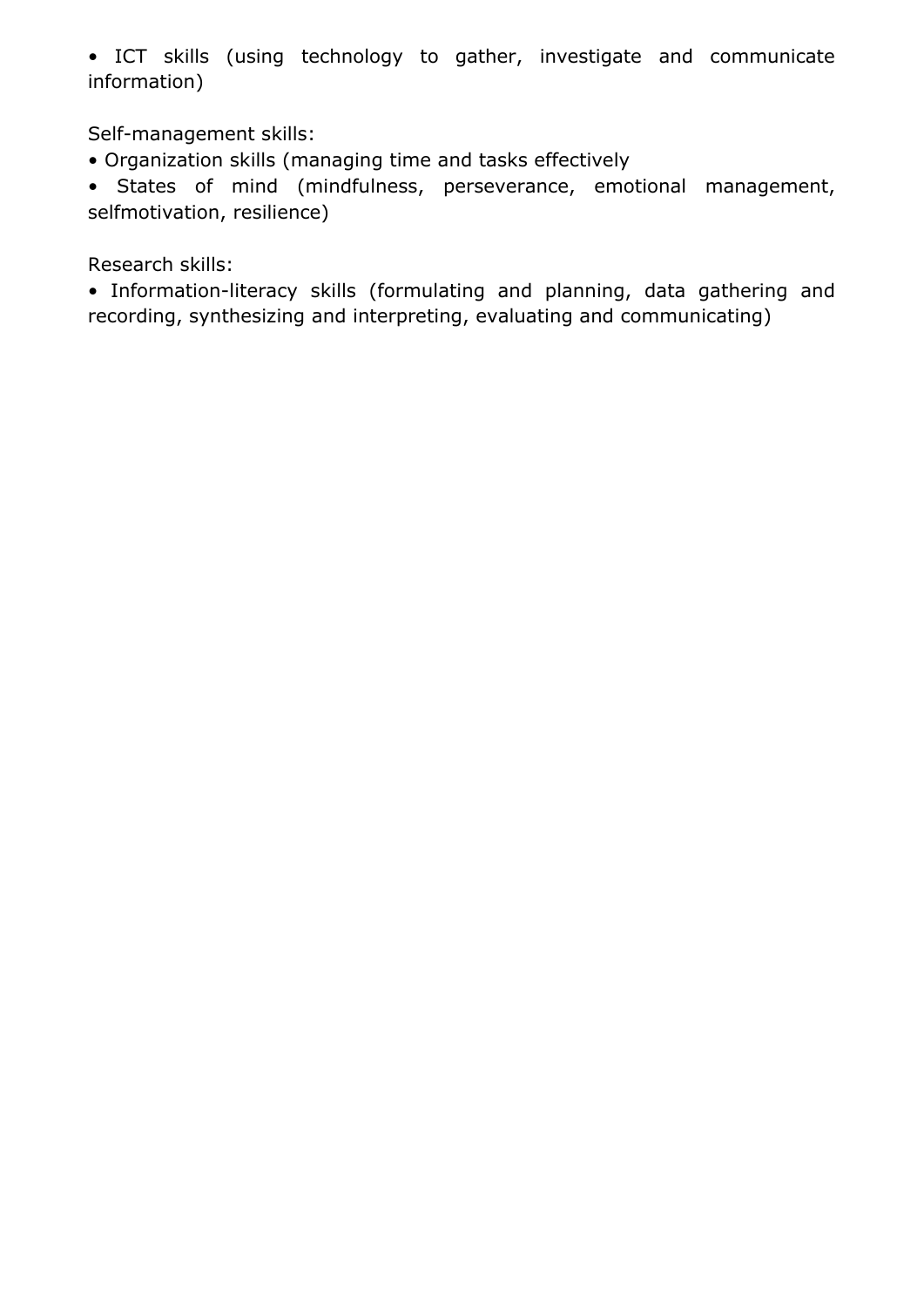• ICT skills (using technology to gather, investigate and communicate information)

Self-management skills:

• Organization skills (managing time and tasks effectively

• States of mind (mindfulness, perseverance, emotional management, selfmotivation, resilience)

Research skills:

• Information-literacy skills (formulating and planning, data gathering and recording, synthesizing and interpreting, evaluating and communicating)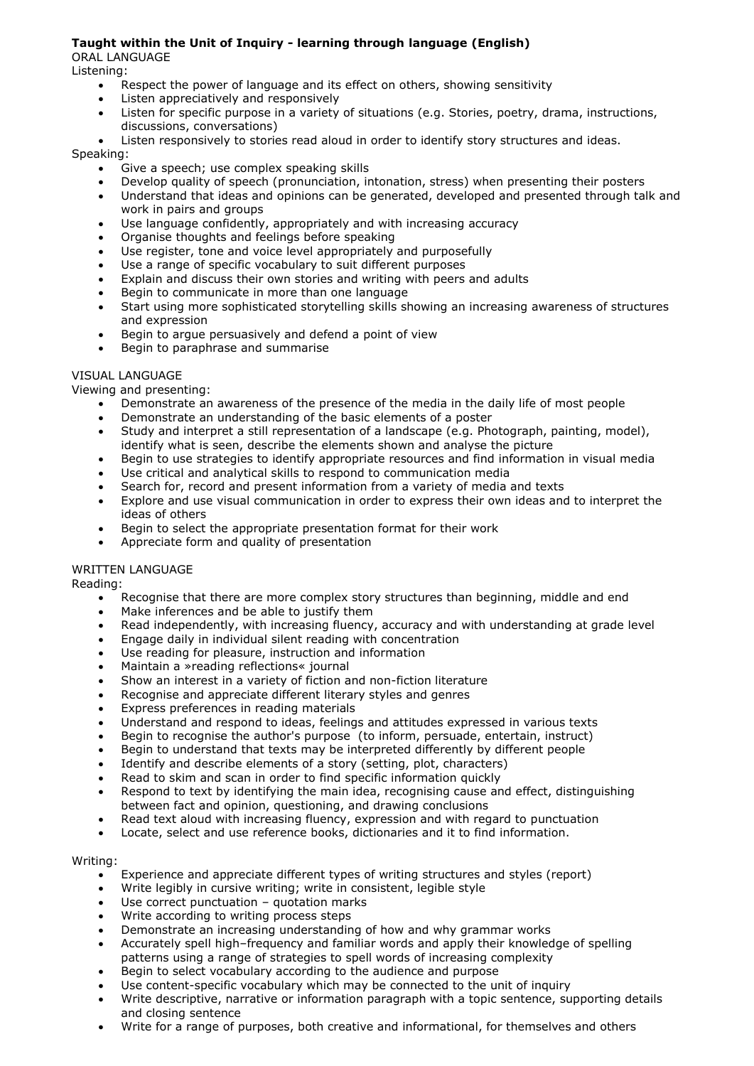**Taught within the Unit of Inquiry - learning through language (English)**

ORAL LANGUAGE

Listening:

- Respect the power of language and its effect on others, showing sensitivity
- Listen appreciatively and responsively
- Listen for specific purpose in a variety of situations (e.g. Stories, poetry, drama, instructions, discussions, conversations)
- Listen responsively to stories read aloud in order to identify story structures and ideas.

Speaking:

- Give a speech; use complex speaking skills
- Develop quality of speech (pronunciation, intonation, stress) when presenting their posters
- Understand that ideas and opinions can be generated, developed and presented through talk and work in pairs and groups
- Use language confidently, appropriately and with increasing accuracy
- Organise thoughts and feelings before speaking
- Use register, tone and voice level appropriately and purposefully
- Use a range of specific vocabulary to suit different purposes
- Explain and discuss their own stories and writing with peers and adults
- Begin to communicate in more than one language
- Start using more sophisticated storytelling skills showing an increasing awareness of structures and expression
- Begin to argue persuasively and defend a point of view
- Begin to paraphrase and summarise

VISUAL LANGUAGE

Viewing and presenting:

- Demonstrate an awareness of the presence of the media in the daily life of most people
- Demonstrate an understanding of the basic elements of a poster
- Study and interpret a still representation of a landscape (e.g. Photograph, painting, model), identify what is seen, describe the elements shown and analyse the picture
- Begin to use strategies to identify appropriate resources and find information in visual media
- Use critical and analytical skills to respond to communication media
- Search for, record and present information from a variety of media and texts
- Explore and use visual communication in order to express their own ideas and to interpret the ideas of others
- Begin to select the appropriate presentation format for their work
- Appreciate form and quality of presentation

WRITTEN LANGUAGE

Reading:

- Recognise that there are more complex story structures than beginning, middle and end
- Make inferences and be able to justify them
- Read independently, with increasing fluency, accuracy and with understanding at grade level
- Engage daily in individual silent reading with concentration
- Use reading for pleasure, instruction and information
- Maintain a »reading reflections« journal
- Show an interest in a variety of fiction and non-fiction literature
- Recognise and appreciate different literary styles and genres
- Express preferences in reading materials
- Understand and respond to ideas, feelings and attitudes expressed in various texts
- Begin to recognise the author's purpose (to inform, persuade, entertain, instruct)
- Begin to understand that texts may be interpreted differently by different people
- Identify and describe elements of a story (setting, plot, characters)
- Read to skim and scan in order to find specific information quickly
- Respond to text by identifying the main idea, recognising cause and effect, distinguishing between fact and opinion, questioning, and drawing conclusions
- Read text aloud with increasing fluency, expression and with regard to punctuation
- Locate, select and use reference books, dictionaries and it to find information.

Writing:

- Experience and appreciate different types of writing structures and styles (report)
- Write legibly in cursive writing; write in consistent, legible style
- Use correct punctuation – quotation marks
- Write according to writing process steps
- Demonstrate an increasing understanding of how and why grammar works
- Accurately spell high–frequency and familiar words and apply their knowledge of spelling patterns using a range of strategies to spell words of increasing complexity
- Begin to select vocabulary according to the audience and purpose
- Use content-specific vocabulary which may be connected to the unit of inquiry
- Write descriptive, narrative or information paragraph with a topic sentence, supporting details and closing sentence
- Write for a range of purposes, both creative and informational, for themselves and others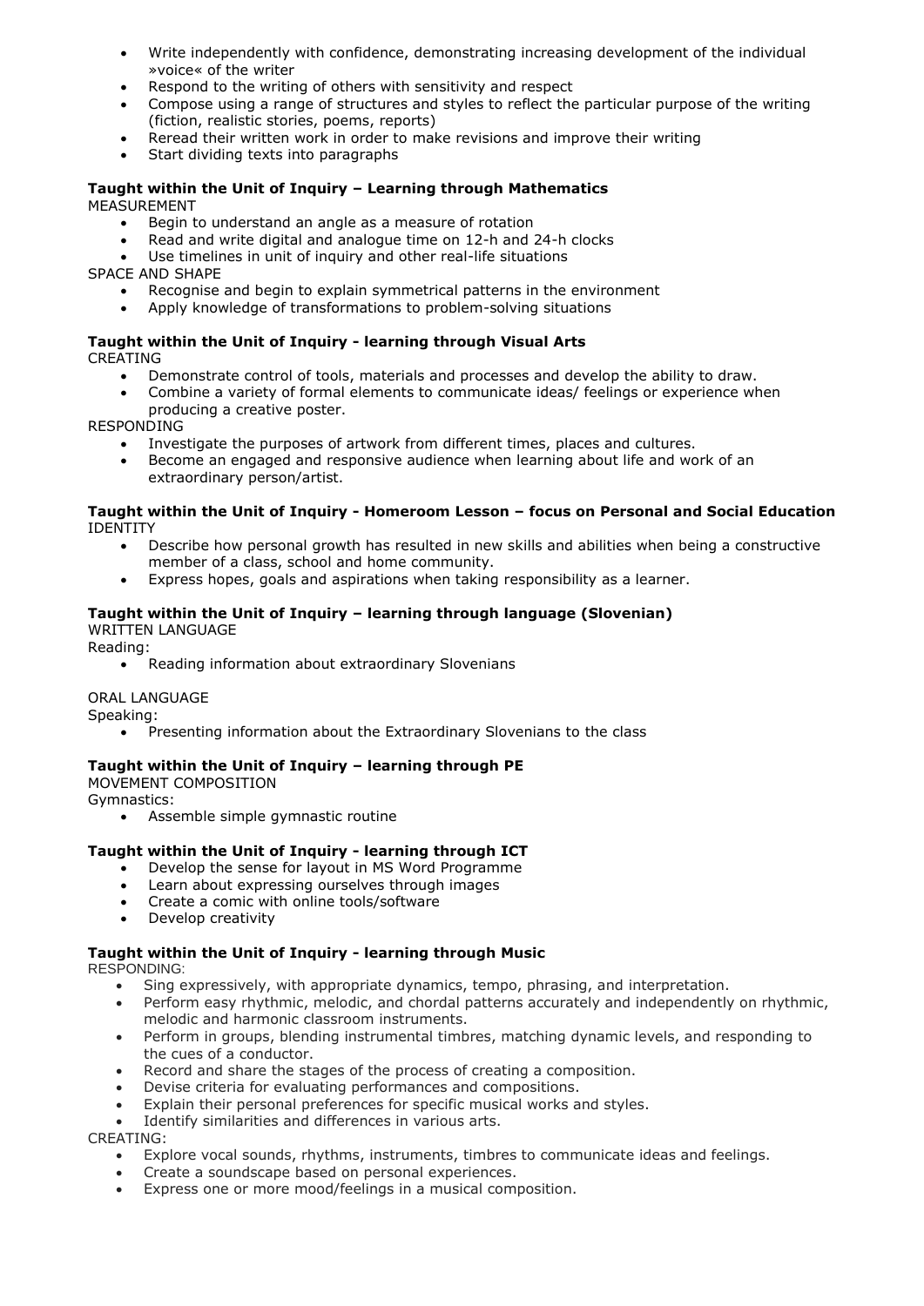- Write independently with confidence, demonstrating increasing development of the individual »voice« of the writer
- Respond to the writing of others with sensitivity and respect
- Compose using a range of structures and styles to reflect the particular purpose of the writing (fiction, realistic stories, poems, reports)
- Reread their written work in order to make revisions and improve their writing
- Start dividing texts into paragraphs

**Taught within the Unit of Inquiry – Learning through Mathematics**

MEASUREMENT

- Begin to understand an angle as a measure of rotation
- Read and write digital and analogue time on 12-h and 24-h clocks
- Use timelines in unit of inquiry and other real-life situations

SPACE AND SHAPE

- Recognise and begin to explain symmetrical patterns in the environment
- Apply knowledge of transformations to problem-solving situations

**Taught within the Unit of Inquiry - learning through Visual Arts**

CREATING

- Demonstrate control of tools, materials and processes and develop the ability to draw.
- Combine a variety of formal elements to communicate ideas/ feelings or experience when producing a creative poster.

RESPONDING

- Investigate the purposes of artwork from different times, places and cultures.
- Become an engaged and responsive audience when learning about life and work of an extraordinary person/artist.

**Taught within the Unit of Inquiry - Homeroom Lesson – focus on Personal and Social Education**

IDENTITY

- Describe how personal growth has resulted in new skills and abilities when being a constructive member of a class, school and home community.
- Express hopes, goals and aspirations when taking responsibility as a learner.

**Taught within the Unit of Inquiry – learning through language (Slovenian)**

WRITTEN LANGUAGE

Reading:

- Reading information about extraordinary Slovenians

ORAL LANGUAGE

Speaking:

- Presenting information about the Extraordinary Slovenians to the class

**Taught within the Unit of Inquiry – learning through PE**

MOVEMENT COMPOSITION

Gymnastics:

- Assemble simple gymnastic routine

**Taught within the Unit of Inquiry - learning through ICT**

- Develop the sense for layout in MS Word Programme
- Learn about expressing ourselves through images
- Create a comic with online tools/software
- Develop creativity

**Taught within the Unit of Inquiry - learning through Music**

RESPONDING:

- Sing expressively, with appropriate dynamics, tempo, phrasing, and interpretation.
- Perform easy rhythmic, melodic, and chordal patterns accurately and independently on rhythmic, melodic and harmonic classroom instruments.
- Perform in groups, blending instrumental timbres, matching dynamic levels, and responding to the cues of a conductor.
- Record and share the stages of the process of creating a composition.
- Devise criteria for evaluating performances and compositions.
- Explain their personal preferences for specific musical works and styles.
- Identify similarities and differences in various arts.

CREATING:

- Explore vocal sounds, rhythms, instruments, timbres to communicate ideas and feelings.
- Create a soundscape based on personal experiences.
- Express one or more mood/feelings in a musical composition.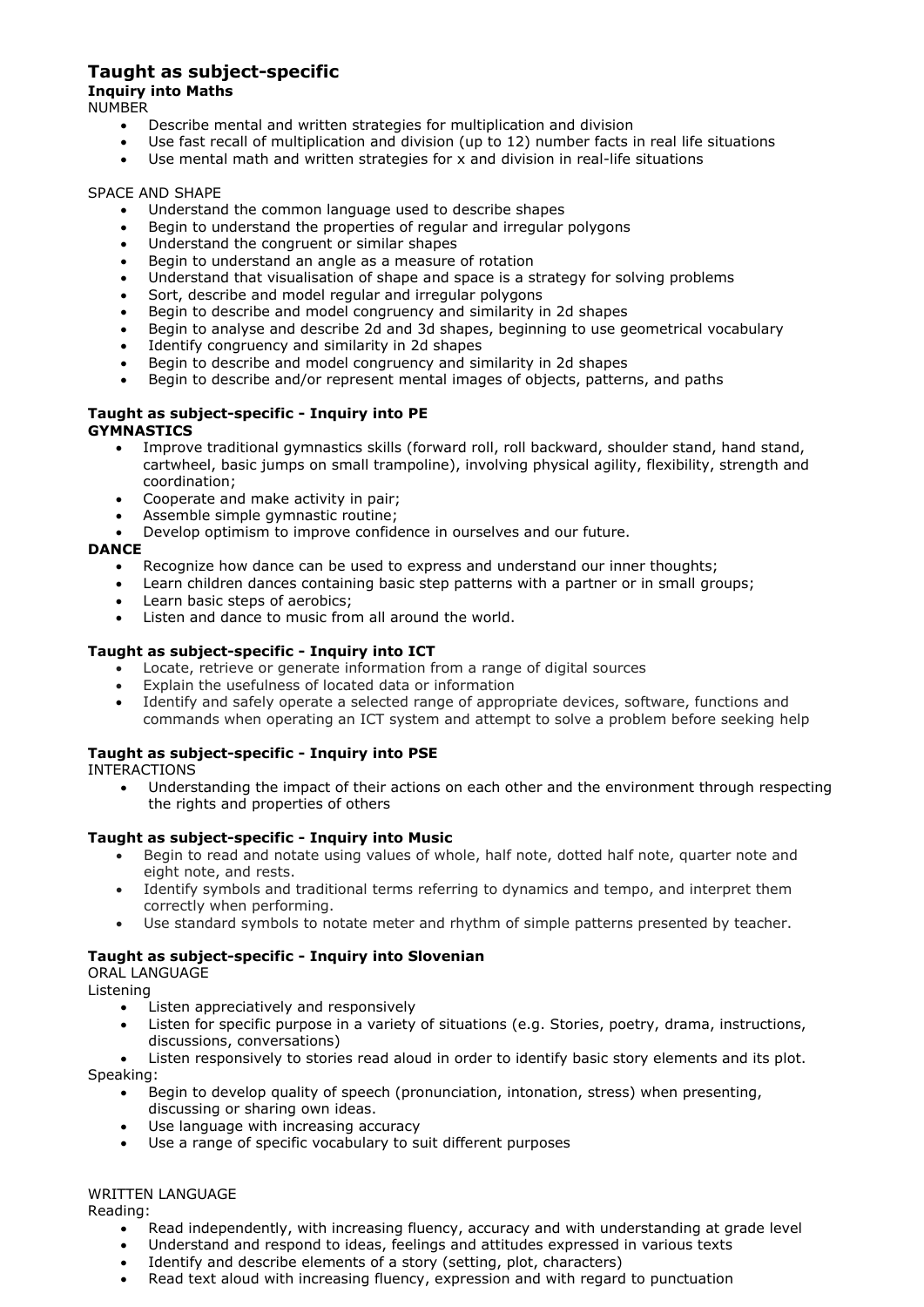## Taught as subject-specific

### Inquiry into Maths

NUMBER

- Describe mental and written strategies for multiplication and division
- Use fast recall of multiplication and division (up to 12) number facts in real life situations
- Use mental math and written strategies for x and division in real-life situations

SPACE AND SHAPE

- Understand the common language used to describe shapes
- Begin to understand the properties of regular and irregular polygons
- Understand the congruent or similar shapes
- Begin to understand an angle as a measure of rotation
- Understand that visualisation of shape and space is a strategy for solving problems
- Sort, describe and model regular and irregular polygons
- Begin to describe and model congruency and similarity in 2d shapes
- Begin to analyse and describe 2d and 3d shapes, beginning to use geometrical vocabulary
- Identify congruency and similarity in 2d shapes
- Begin to describe and model congruency and similarity in 2d shapes
- Begin to describe and/or represent mental images of objects, patterns, and paths

### Taught as subject-specific - Inquiry into PE

**GYMNASTICS**

- Improve traditional gymnastics skills (forward roll, roll backward, shoulder stand, hand stand, cartwheel, basic jumps on small trampoline), involving physical agility, flexibility, strength and coordination;
- Cooperate and make activity in pair;
- Assemble simple gymnastic routine;
- Develop optimism to improve confidence in ourselves and our future.

**DANCE**

- Recognize how dance can be used to express and understand our inner thoughts;
- Learn children dances containing basic step patterns with a partner or in small groups;
- Learn basic steps of aerobics;
- Listen and dance to music from all around the world.

### Taught as subject-specific - Inquiry into ICT

- Locate, retrieve or generate information from a range of digital sources
- Explain the usefulness of located data or information
- Identify and safely operate a selected range of appropriate devices, software, functions and commands when operating an ICT system and attempt to solve a problem before seeking help

### Taught as subject-specific - Inquiry into PSE

INTERACTIONS

- Understanding the impact of their actions on each other and the environment through respecting the rights and properties of others

### Taught as subject-specific - Inquiry into Music

- Begin to read and notate using values of whole, half note, dotted half note, quarter note and eight note, and rests.
- Identify symbols and traditional terms referring to dynamics and tempo, and interpret them correctly when performing.
- Use standard symbols to notate meter and rhythm of simple patterns presented by teacher.

### Taught as subject-specific - Inquiry into Slovenian

ORAL LANGUAGE

Listening

- Listen appreciatively and responsively
- Listen for specific purpose in a variety of situations (e.g. Stories, poetry, drama, instructions, discussions, conversations)
- Listen responsively to stories read aloud in order to identify basic story elements and its plot.

Speaking:

- Begin to develop quality of speech (pronunciation, intonation, stress) when presenting, discussing or sharing own ideas.
- Use language with increasing accuracy
- Use a range of specific vocabulary to suit different purposes

WRITTEN LANGUAGE

Reading:

- Read independently, with increasing fluency, accuracy and with understanding at grade level
- Understand and respond to ideas, feelings and attitudes expressed in various texts
- Identify and describe elements of a story (setting, plot, characters)
- Read text aloud with increasing fluency, expression and with regard to punctuation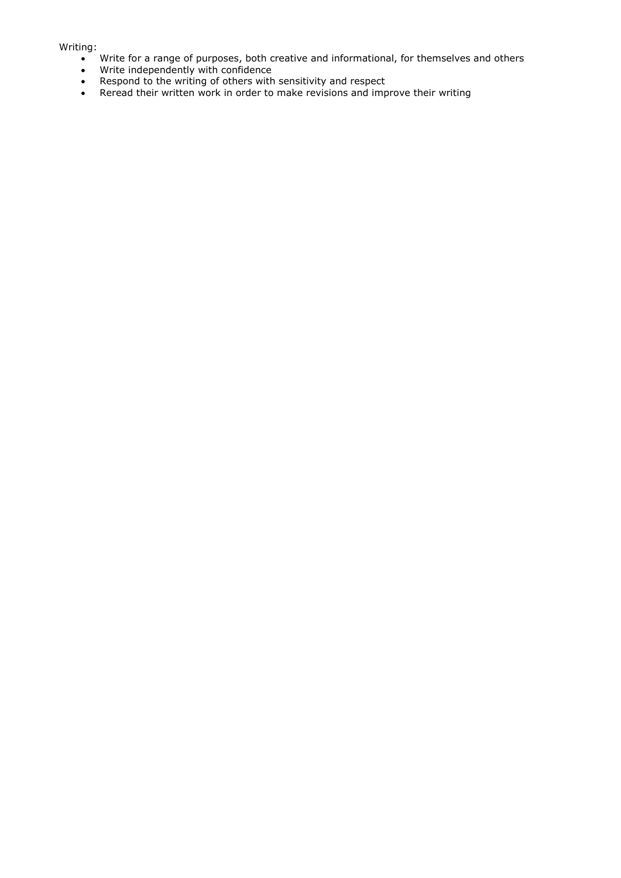Writing:

- Write for a range of purposes, both creative and informational, for themselves and others
- Write independently with confidence
- Respond to the writing of others with sensitivity and respect
- Reread their written work in order to make revisions and improve their writing